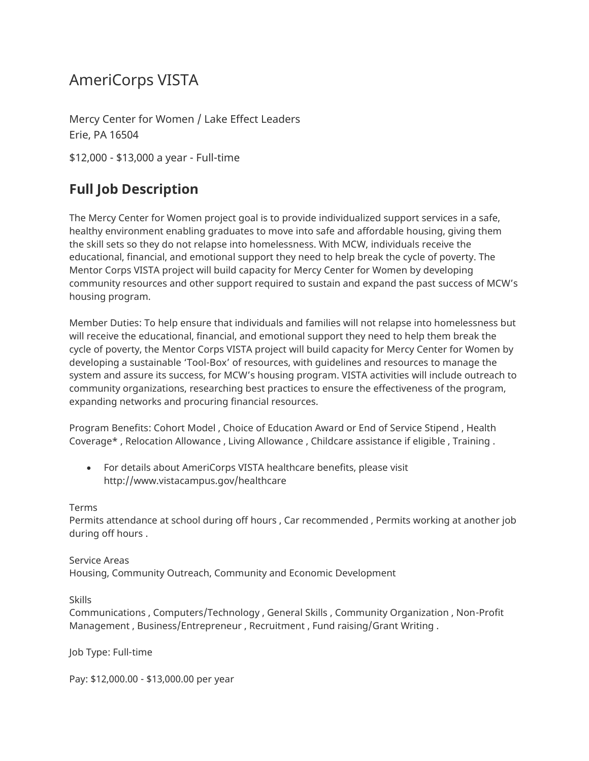# AmeriCorps VISTA

Mercy Center for Women / Lake Effect Leaders
Erie, PA 16504

$12,000 - $13,000 a year - Full-time

## Full Job Description

The Mercy Center for Women project goal is to provide individualized support services in a safe, healthy environment enabling graduates to move into safe and affordable housing, giving them the skill sets so they do not relapse into homelessness. With MCW, individuals receive the educational, financial, and emotional support they need to help break the cycle of poverty. The Mentor Corps VISTA project will build capacity for Mercy Center for Women by developing community resources and other support required to sustain and expand the past success of MCW's housing program.

Member Duties: To help ensure that individuals and families will not relapse into homelessness but will receive the educational, financial, and emotional support they need to help them break the cycle of poverty, the Mentor Corps VISTA project will build capacity for Mercy Center for Women by developing a sustainable 'Tool-Box' of resources, with guidelines and resources to manage the system and assure its success, for MCW's housing program. VISTA activities will include outreach to community organizations, researching best practices to ensure the effectiveness of the program, expanding networks and procuring financial resources.

Program Benefits: Cohort Model , Choice of Education Award or End of Service Stipend , Health Coverage* , Relocation Allowance , Living Allowance , Childcare assistance if eligible , Training .

- For details about AmeriCorps VISTA healthcare benefits, please visit http://www.vistacampus.gov/healthcare

Terms
Permits attendance at school during off hours , Car recommended , Permits working at another job during off hours .

Service Areas
Housing, Community Outreach, Community and Economic Development

Skills
Communications , Computers/Technology , General Skills , Community Organization , Non-Profit Management , Business/Entrepreneur , Recruitment , Fund raising/Grant Writing .

Job Type: Full-time

Pay: $12,000.00 - $13,000.00 per year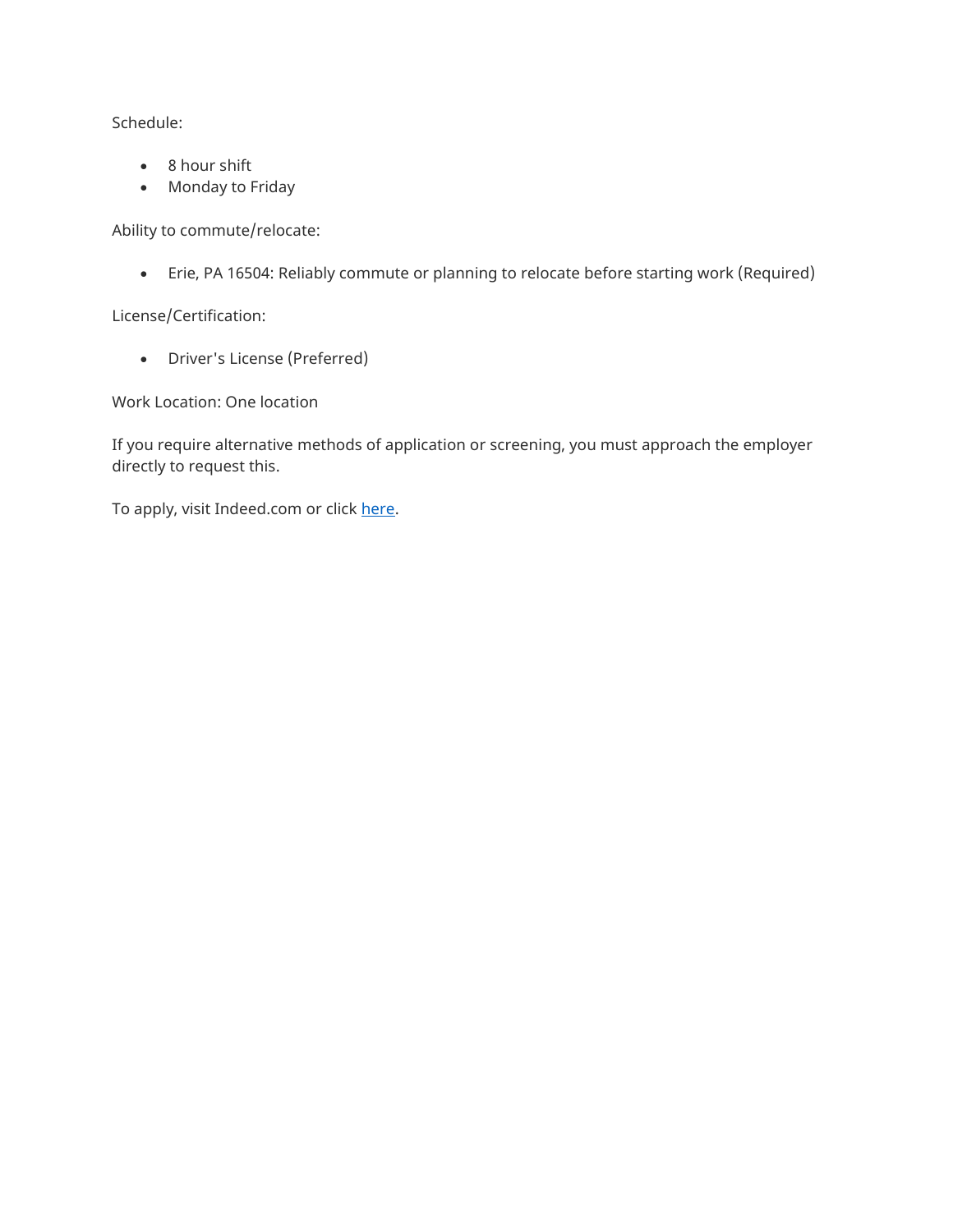Schedule:

- 8 hour shift
- Monday to Friday

Ability to commute/relocate:

- Erie, PA 16504: Reliably commute or planning to relocate before starting work (Required)

License/Certification:

- Driver's License (Preferred)

Work Location: One location

If you require alternative methods of application or screening, you must approach the employer directly to request this.

To apply, visit Indeed.com or click here.